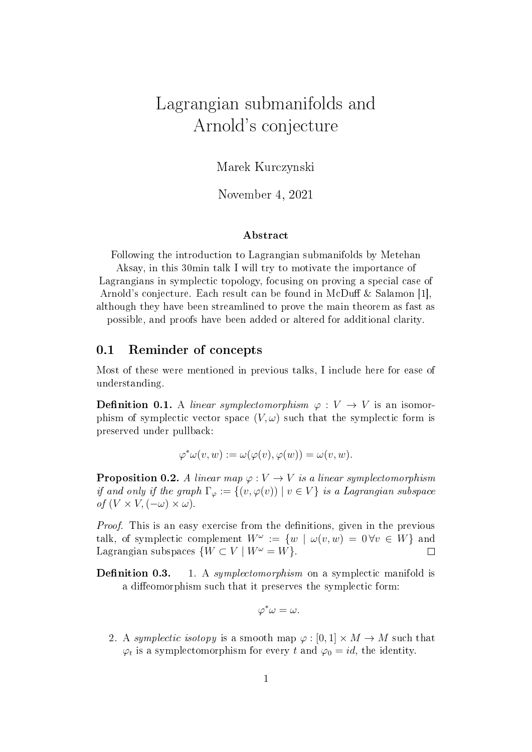# Lagrangian submanifolds and Arnold's conjecture

Marek Kurczynski

November 4, 2021

### Abstract

Following the introduction to Lagrangian submanifolds by Metehan Aksay, in this 30min talk I will try to motivate the importance of Lagrangians in symplectic topology, focusing on proving a special case of Arnold's conjecture. Each result can be found in McDuff & Salamon [1], although they have been streamlined to prove the main theorem as fast as possible, and proofs have been added or altered for additional clarity.

## 0.1 Reminder of concepts

Most of these were mentioned in previous talks, I include here for ease of understanding.

**Definition 0.1.** A *linear symplectomorphism* $\varphi : V \to V$ is an isomorphism of symplectic vector space $(V, \omega)$ such that the symplectic form is preserved under pullback:

$$\varphi^*\omega(v, w) := \omega(\varphi(v), \varphi(w)) = \omega(v, w).$$

**Proposition 0.2.** *A linear map $\varphi : V \to V$ is a linear symplectomorphism if and only if the graph $\Gamma_\varphi := \{(v, \varphi(v)) \mid v \in V\}$ is a Lagrangian subspace of $(V \times V, (-\omega) \times \omega)$.*

*Proof.* This is an easy exercise from the definitions, given in the previous talk, of symplectic complement $W^\omega := \{w \mid \omega(v, w) = 0 \, \forall v \in W\}$ and Lagrangian subspaces $\{W \subset V \mid W^\omega = W\}$. □

**Definition 0.3.**

1. A *symplectomorphism* on a symplectic manifold is a diffeomorphism such that it preserves the symplectic form:

$$\varphi^*\omega = \omega.$$

2. A *symplectic isotopy* is a smooth map $\varphi : [0, 1] \times M \to M$ such that $\varphi_t$ is a symplectomorphism for every $t$ and $\varphi_0 = id$, the identity.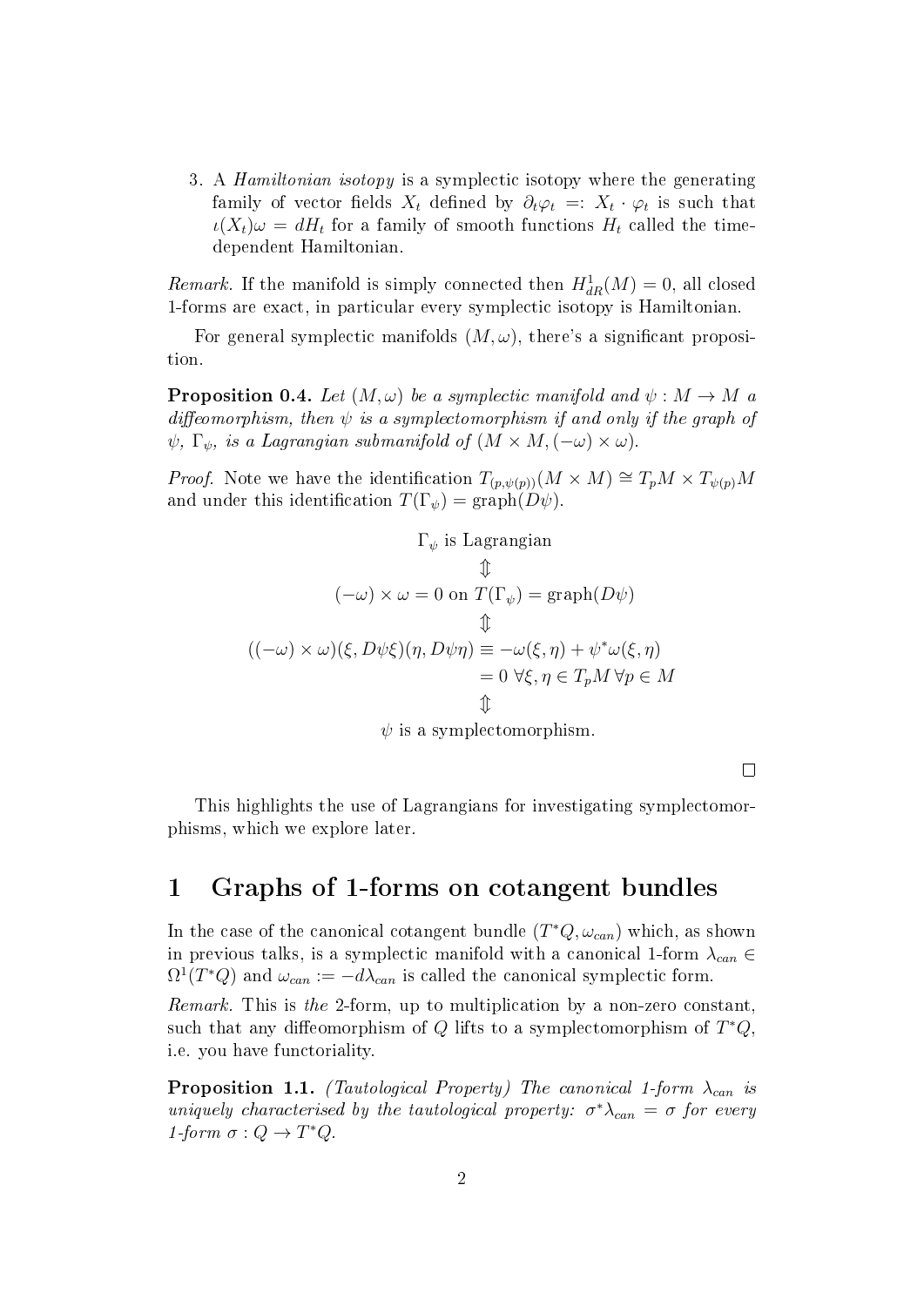3. A *Hamiltonian isotopy* is a symplectic isotopy where the generating family of vector fields $X_t$ defined by $\partial_t \varphi_t =: X_t \cdot \varphi_t$ is such that $\iota(X_t)\omega = dH_t$ for a family of smooth functions $H_t$ called the time-dependent Hamiltonian.

*Remark.* If the manifold is simply connected then $H^1_{dR}(M) = 0$, all closed 1-forms are exact, in particular every symplectic isotopy is Hamiltonian.

For general symplectic manifolds $(M, \omega)$, there's a significant proposition.

**Proposition 0.4.** *Let $(M, \omega)$ be a symplectic manifold and $\psi : M \to M$ a diffeomorphism, then $\psi$ is a symplectomorphism if and only if the graph of $\psi$, $\Gamma_\psi$, is a Lagrangian submanifold of $(M \times M, (-\omega) \times \omega)$.*

*Proof.* Note we have the identification $T_{(p,\psi(p))}(M \times M) \cong T_pM \times T_{\psi(p)}M$ and under this identification $T(\Gamma_\psi) = \text{graph}(D\psi)$.

$$
\begin{aligned}
&\Gamma_\psi \text{ is Lagrangian} \\
&\Updownarrow \\
&(-\omega) \times \omega = 0 \text{ on } T(\Gamma_\psi) = \text{graph}(D\psi) \\
&\Updownarrow \\
((-\omega) \times \omega)(\xi, D\psi\xi)(\eta, D\psi\eta) &\equiv -\omega(\xi, \eta) + \psi^*\omega(\xi, \eta) \\
&= 0 \ \forall \xi, \eta \in T_pM \ \forall p \in M \\
&\Updownarrow \\
&\psi \text{ is a symplectomorphism.}
\end{aligned}
$$

□

This highlights the use of Lagrangians for investigating symplectomorphisms, which we explore later.

# 1 Graphs of 1-forms on cotangent bundles

In the case of the canonical cotangent bundle $(T^*Q, \omega_{can})$ which, as shown in previous talks, is a symplectic manifold with a canonical 1-form $\lambda_{can} \in \Omega^1(T^*Q)$ and $\omega_{can} := -d\lambda_{can}$ is called the canonical symplectic form.

*Remark.* This is *the* 2-form, up to multiplication by a non-zero constant, such that any diffeomorphism of $Q$ lifts to a symplectomorphism of $T^*Q$, i.e. you have functoriality.

**Proposition 1.1.** *(Tautological Property) The canonical 1-form $\lambda_{can}$ is uniquely characterised by the tautological property: $\sigma^*\lambda_{can} = \sigma$ for every 1-form $\sigma : Q \to T^*Q$.*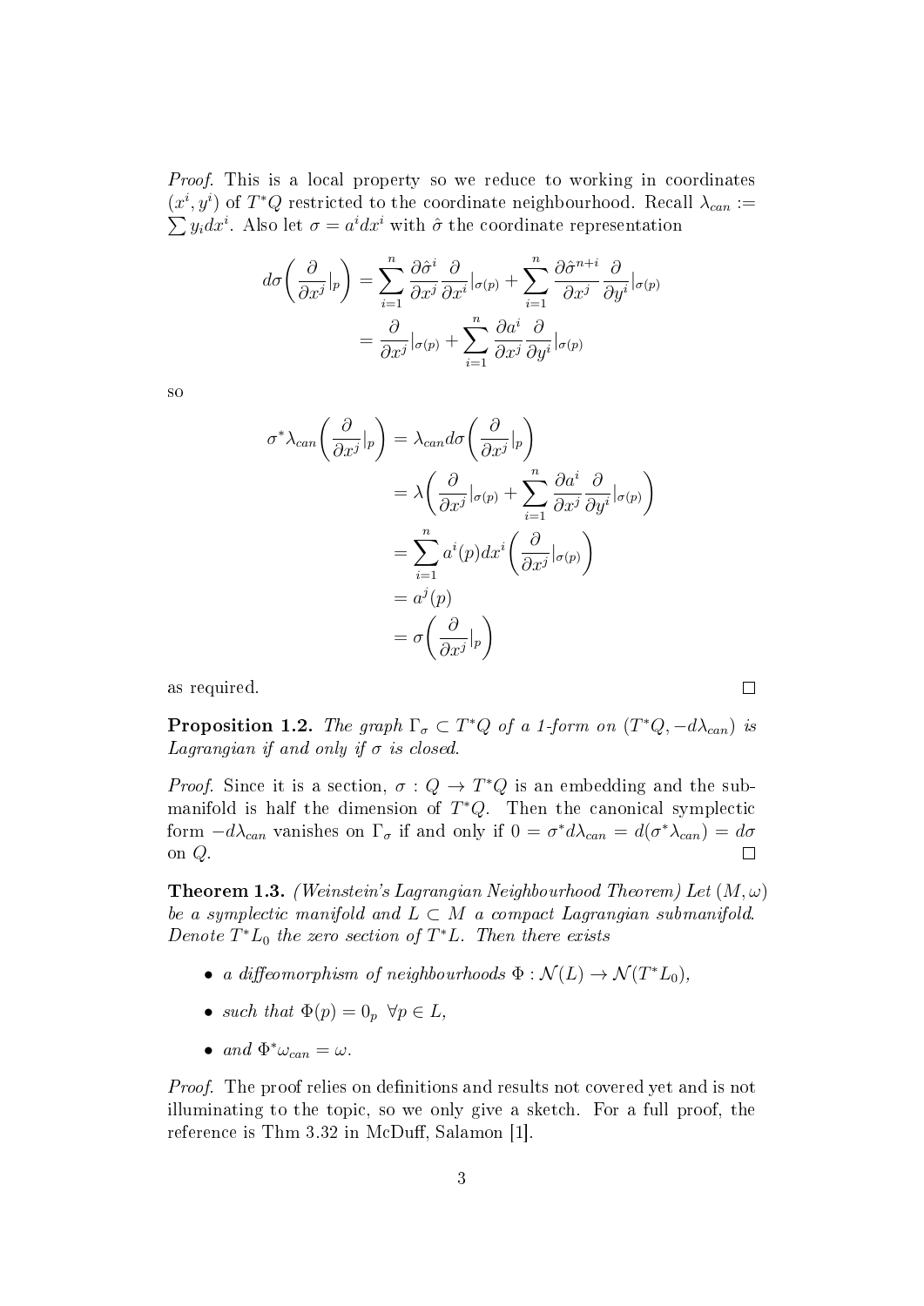*Proof.* This is a local property so we reduce to working in coordinates $(x^i, y^i)$ of $T^*Q$ restricted to the coordinate neighbourhood. Recall $\lambda_{can} := \sum y_i dx^i$. Also let $\sigma = a^i dx^i$ with $\hat{\sigma}$ the coordinate representation

$$
\begin{aligned}
d\sigma\bigg(\frac{\partial}{\partial x^j}|_p\bigg) &= \sum_{i=1}^{n} \frac{\partial \hat{\sigma}^i}{\partial x^j}\frac{\partial}{\partial x^i}|_{\sigma(p)} + \sum_{i=1}^{n} \frac{\partial \hat{\sigma}^{n+i}}{\partial x^j}\frac{\partial}{\partial y^i}|_{\sigma(p)} \\
&= \frac{\partial}{\partial x^j}|_{\sigma(p)} + \sum_{i=1}^{n} \frac{\partial a^i}{\partial x^j}\frac{\partial}{\partial y^i}|_{\sigma(p)}
\end{aligned}
$$

so

$$
\begin{aligned}
\sigma^*\lambda_{can}\bigg(\frac{\partial}{\partial x^j}|_p\bigg) &= \lambda_{can} d\sigma\bigg(\frac{\partial}{\partial x^j}|_p\bigg) \\
&= \lambda\bigg(\frac{\partial}{\partial x^j}|_{\sigma(p)} + \sum_{i=1}^{n} \frac{\partial a^i}{\partial x^j}\frac{\partial}{\partial y^i}|_{\sigma(p)}\bigg) \\
&= \sum_{i=1}^{n} a^i(p) dx^i\bigg(\frac{\partial}{\partial x^j}|_{\sigma(p)}\bigg) \\
&= a^j(p) \\
&= \sigma\bigg(\frac{\partial}{\partial x^j}|_p\bigg)
\end{aligned}
$$

as required. $\square$

**Proposition 1.2.** *The graph $\Gamma_\sigma \subset T^*Q$ of a 1-form on $(T^*Q, -d\lambda_{can})$ is Lagrangian if and only if $\sigma$ is closed.*

*Proof.* Since it is a section, $\sigma : Q \to T^*Q$ is an embedding and the submanifold is half the dimension of $T^*Q$. Then the canonical symplectic form $-d\lambda_{can}$ vanishes on $\Gamma_\sigma$ if and only if $0 = \sigma^* d\lambda_{can} = d(\sigma^*\lambda_{can}) = d\sigma$ on $Q$. $\square$

**Theorem 1.3.** *(Weinstein's Lagrangian Neighbourhood Theorem) Let $(M, \omega)$ be a symplectic manifold and $L \subset M$ a compact Lagrangian submanifold. Denote $T^*L_0$ the zero section of $T^*L$. Then there exists*

- *a diffeomorphism of neighbourhoods $\Phi : \mathcal{N}(L) \to \mathcal{N}(T^*L_0)$,*
- *such that $\Phi(p) = 0_p \ \ \forall p \in L$,*
- *and $\Phi^*\omega_{can} = \omega$.*

*Proof.* The proof relies on definitions and results not covered yet and is not illuminating to the topic, so we only give a sketch. For a full proof, the reference is Thm 3.32 in McDuff, Salamon [1].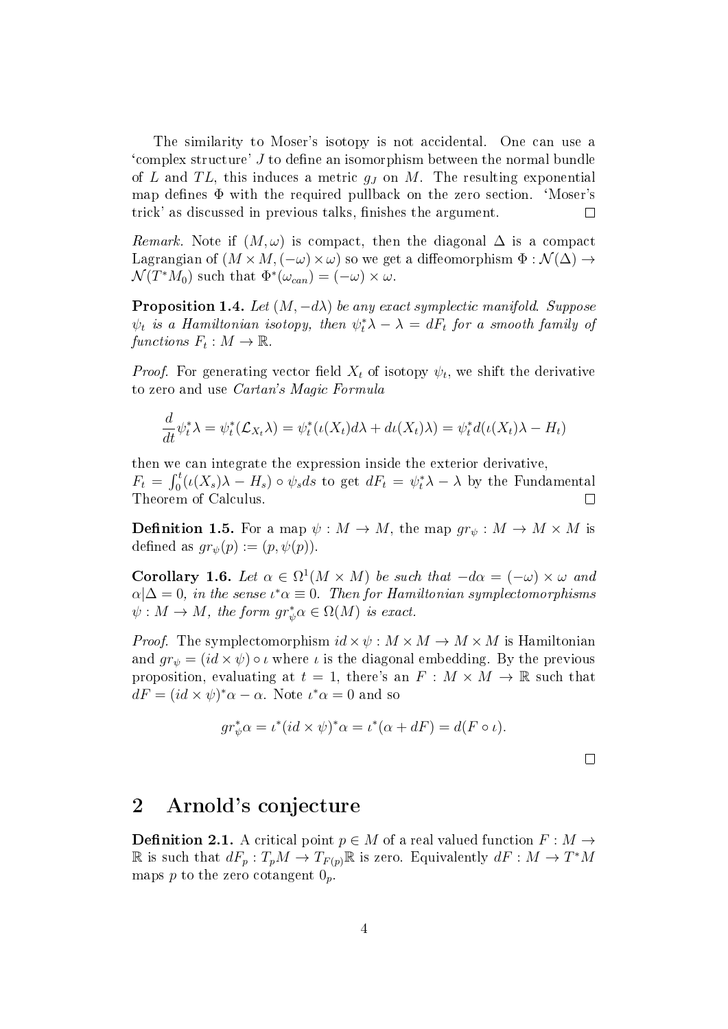The similarity to Moser's isotopy is not accidental. One can use a 'complex structure' $J$ to define an isomorphism between the normal bundle of $L$ and $TL$, this induces a metric $g_J$ on $M$. The resulting exponential map defines $\Phi$ with the required pullback on the zero section. 'Moser's trick' as discussed in previous talks, finishes the argument. $\square$

*Remark.* Note if $(M, \omega)$ is compact, then the diagonal $\Delta$ is a compact Lagrangian of $(M \times M, (-\omega) \times \omega)$ so we get a diffeomorphism $\Phi : \mathcal{N}(\Delta) \to \mathcal{N}(T^*M_0)$ such that $\Phi^*(\omega_{can}) = (-\omega) \times \omega$.

**Proposition 1.4.** *Let $(M, -d\lambda)$ be any exact symplectic manifold. Suppose $\psi_t$ is a Hamiltonian isotopy, then $\psi_t^*\lambda - \lambda = dF_t$ for a smooth family of functions $F_t : M \to \mathbb{R}$.*

*Proof.* For generating vector field $X_t$ of isotopy $\psi_t$, we shift the derivative to zero and use *Cartan's Magic Formula*

$$\frac{d}{dt}\psi_t^*\lambda = \psi_t^*(\mathcal{L}_{X_t}\lambda) = \psi_t^*(\iota(X_t)d\lambda + d\iota(X_t)\lambda) = \psi_t^* d(\iota(X_t)\lambda - H_t)$$

then we can integrate the expression inside the exterior derivative, $F_t = \int_0^t (\iota(X_s)\lambda - H_s) \circ \psi_s ds$ to get $dF_t = \psi_t^*\lambda - \lambda$ by the Fundamental Theorem of Calculus. $\square$

**Definition 1.5.** For a map $\psi : M \to M$, the map $gr_\psi : M \to M \times M$ is defined as $gr_\psi(p) := (p, \psi(p))$.

**Corollary 1.6.** *Let $\alpha \in \Omega^1(M \times M)$ be such that $-d\alpha = (-\omega) \times \omega$ and $\alpha|\Delta = 0$, in the sense $\iota^*\alpha \equiv 0$. Then for Hamiltonian symplectomorphisms $\psi : M \to M$, the form $gr_\psi^*\alpha \in \Omega(M)$ is exact.*

*Proof.* The symplectomorphism $id \times \psi : M \times M \to M \times M$ is Hamiltonian and $gr_\psi = (id \times \psi) \circ \iota$ where $\iota$ is the diagonal embedding. By the previous proposition, evaluating at $t = 1$, there's an $F : M \times M \to \mathbb{R}$ such that $dF = (id \times \psi)^*\alpha - \alpha$. Note $\iota^*\alpha = 0$ and so

$$gr_\psi^*\alpha = \iota^*(id \times \psi)^*\alpha = \iota^*(\alpha + dF) = d(F \circ \iota).$$

$\square$

## 2 Arnold's conjecture

**Definition 2.1.** A critical point $p \in M$ of a real valued function $F : M \to \mathbb{R}$ is such that $dF_p : T_pM \to T_{F(p)}\mathbb{R}$ is zero. Equivalently $dF : M \to T^*M$ maps $p$ to the zero cotangent $0_p$.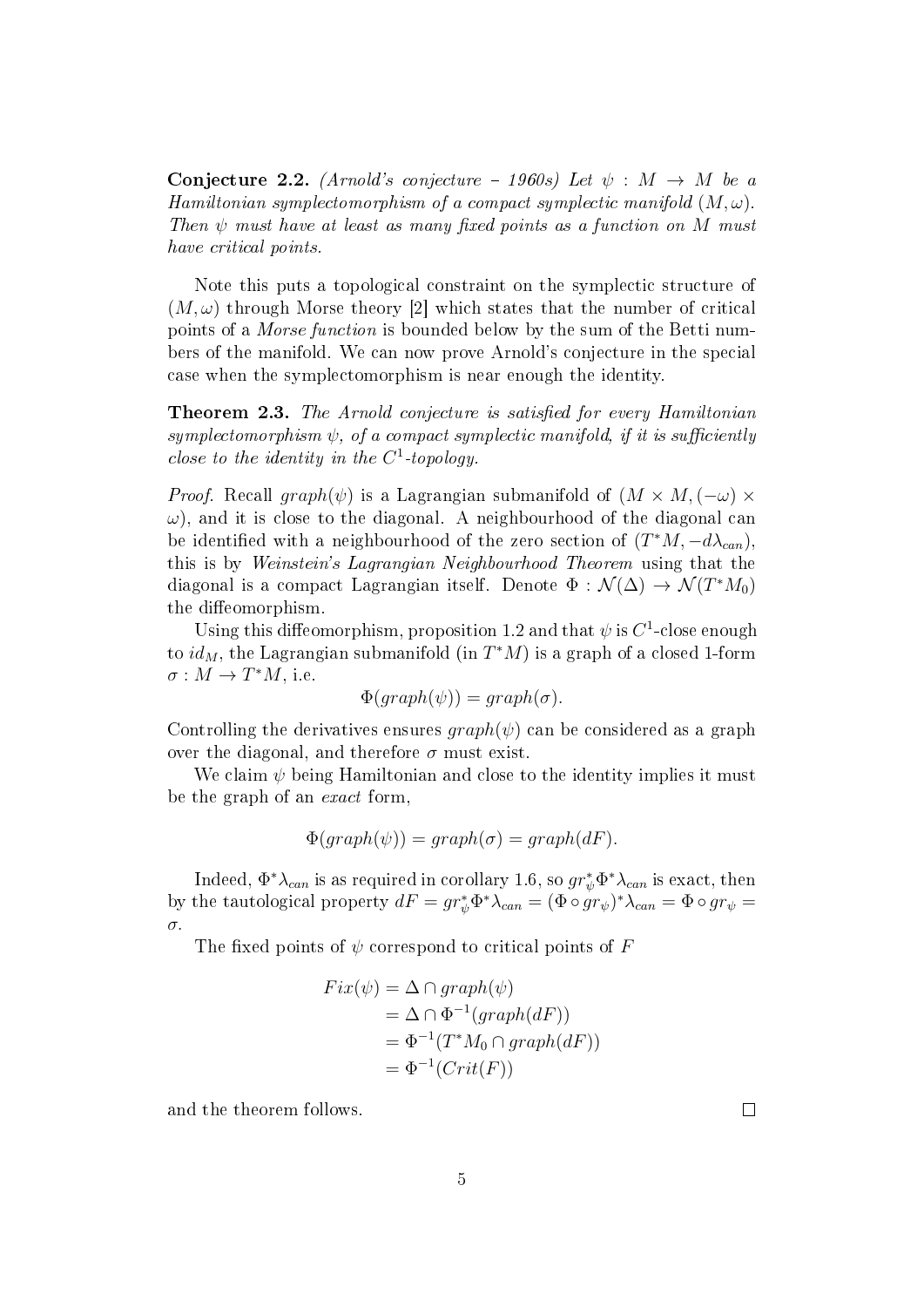**Conjecture 2.2.** *(Arnold's conjecture – 1960s) Let $\psi : M \to M$ be a Hamiltonian symplectomorphism of a compact symplectic manifold $(M, \omega)$. Then $\psi$ must have at least as many fixed points as a function on $M$ must have critical points.*

Note this puts a topological constraint on the symplectic structure of $(M, \omega)$ through Morse theory [2] which states that the number of critical points of a *Morse function* is bounded below by the sum of the Betti numbers of the manifold. We can now prove Arnold's conjecture in the special case when the symplectomorphism is near enough the identity.

**Theorem 2.3.** *The Arnold conjecture is satisfied for every Hamiltonian symplectomorphism $\psi$, of a compact symplectic manifold, if it is sufficiently close to the identity in the $C^1$-topology.*

*Proof.* Recall $graph(\psi)$ is a Lagrangian submanifold of $(M \times M, (-\omega) \times \omega)$, and it is close to the diagonal. A neighbourhood of the diagonal can be identified with a neighbourhood of the zero section of $(T^*M, -d\lambda_{can})$, this is by *Weinstein's Lagrangian Neighbourhood Theorem* using that the diagonal is a compact Lagrangian itself. Denote $\Phi : \mathcal{N}(\Delta) \to \mathcal{N}(T^*M_0)$ the diffeomorphism.

Using this diffeomorphism, proposition 1.2 and that $\psi$ is $C^1$-close enough to $id_M$, the Lagrangian submanifold (in $T^*M$) is a graph of a closed 1-form $\sigma : M \to T^*M$, i.e.

$$\Phi(graph(\psi)) = graph(\sigma).$$

Controlling the derivatives ensures $graph(\psi)$ can be considered as a graph over the diagonal, and therefore $\sigma$ must exist.

We claim $\psi$ being Hamiltonian and close to the identity implies it must be the graph of an *exact* form,

$$\Phi(graph(\psi)) = graph(\sigma) = graph(dF).$$

Indeed, $\Phi^*\lambda_{can}$ is as required in corollary 1.6, so $gr_\psi^*\Phi^*\lambda_{can}$ is exact, then by the tautological property $dF = gr_\psi^*\Phi^*\lambda_{can} = (\Phi \circ gr_\psi)^*\lambda_{can} = \Phi \circ gr_\psi = \sigma$.

The fixed points of $\psi$ correspond to critical points of $F$

$$\begin{aligned} Fix(\psi) &= \Delta \cap graph(\psi) \\ &= \Delta \cap \Phi^{-1}(graph(dF)) \\ &= \Phi^{-1}(T^*M_0 \cap graph(dF)) \\ &= \Phi^{-1}(Crit(F)) \end{aligned}$$

and the theorem follows. $\square$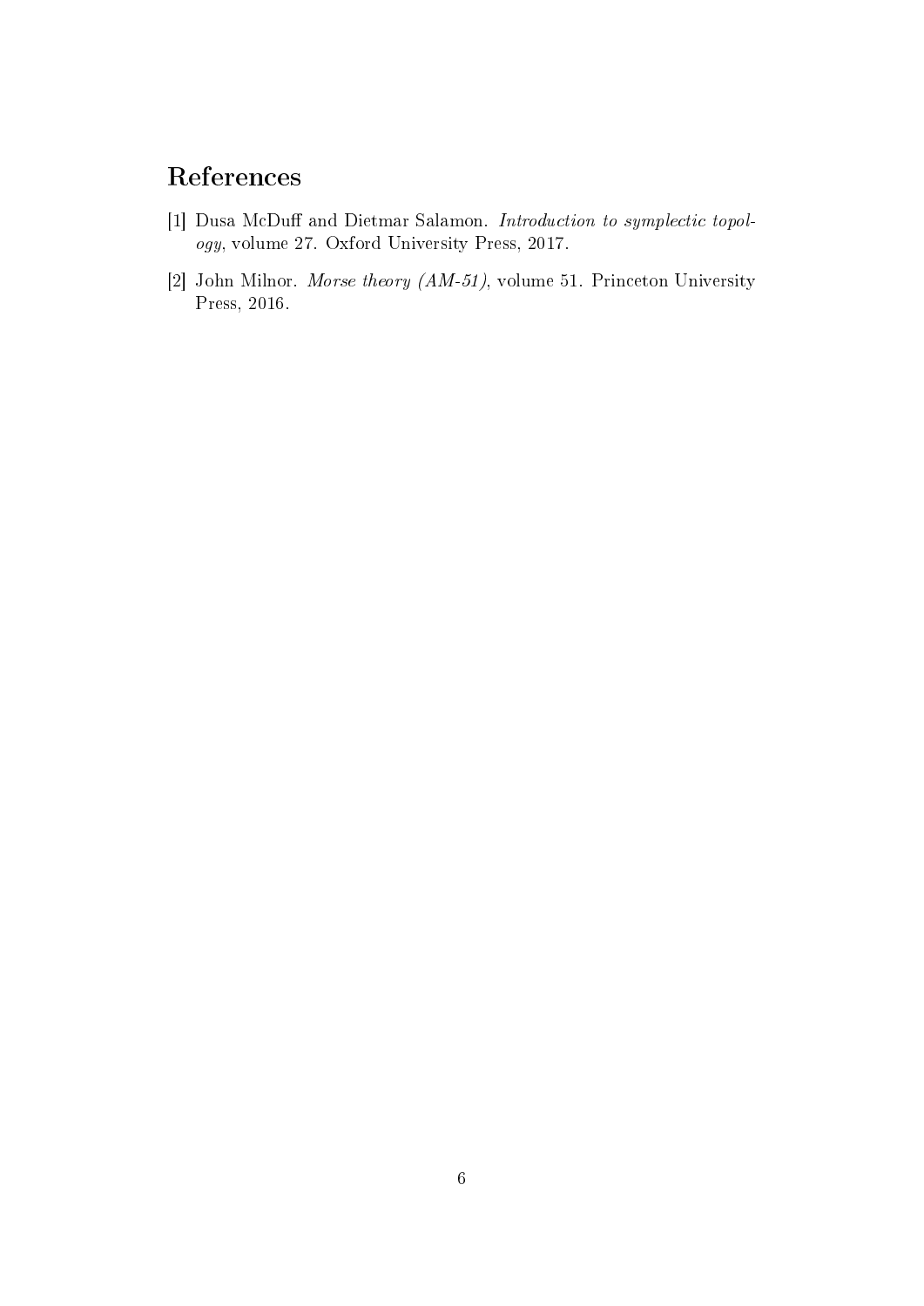# References

[1] Dusa McDuff and Dietmar Salamon. *Introduction to symplectic topology*, volume 27. Oxford University Press, 2017.

[2] John Milnor. *Morse theory (AM-51)*, volume 51. Princeton University Press, 2016.